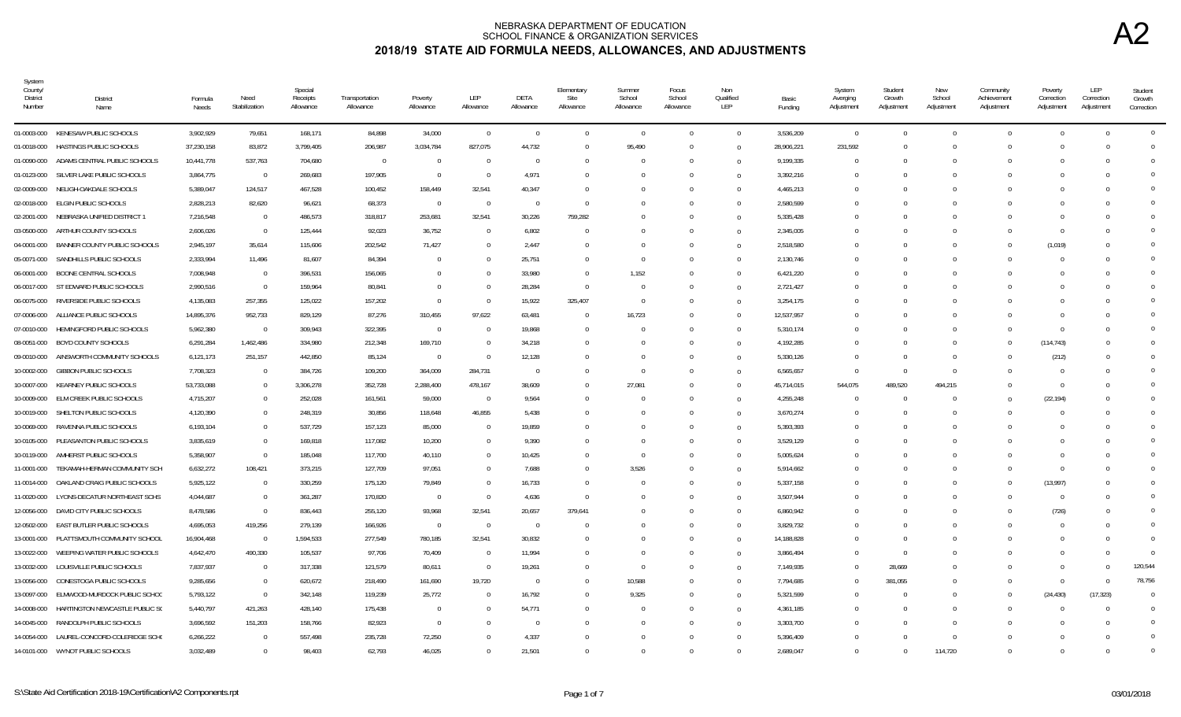# NEBRASKA DEPARTMENT OF EDUCATION
## SCHOOL FINANCE & ORGANIZATION SERVICES
## 2018/19 STATE AID FORMULA NEEDS, ALLOWANCES, AND ADJUSTMENTS

A2

| System County/ District Number | District Name | Formula Needs | Need Stabilization | Special Receipts Allowance | Transportation Allowance | Poverty Allowance | LEP Allowance | DETA Allowance | Elementary Site Allowance | Summer School Allowance | Focus School Allowance | Non Qualified LEP | Basic Funding | System Averging Adjustment | Student Growth Adjustment | New School Adjustment | Community Achievement Adjustment | Poverty Correction Adjustment | LEP Correction Adjustment | Student Growth Correction |
|---|---|---|---|---|---|---|---|---|---|---|---|---|---|---|---|---|---|---|---|---|
| 01-0003-000 | KENESAW PUBLIC SCHOOLS | 3,902,929 | 79,651 | 168,171 | 84,898 | 34,000 | 0 | 0 | 0 | 0 | 0 | 0 | 3,536,209 | 0 | 0 | 0 | 0 | 0 | 0 | 0 |
| 01-0018-000 | HASTINGS PUBLIC SCHOOLS | 37,230,158 | 83,872 | 3,799,405 | 206,987 | 3,034,784 | 827,075 | 44,732 | 0 | 95,490 | 0 | 0 | 28,906,221 | 231,592 | 0 | 0 | 0 | 0 | 0 | 0 |
| 01-0090-000 | ADAMS CENTRAL PUBLIC SCHOOLS | 10,441,778 | 537,763 | 704,680 | 0 | 0 | 0 | 0 | 0 | 0 | 0 | 0 | 9,199,335 | 0 | 0 | 0 | 0 | 0 | 0 | 0 |
| 01-0123-000 | SILVER LAKE PUBLIC SCHOOLS | 3,864,775 | 0 | 269,683 | 197,905 | 0 | 0 | 4,971 | 0 | 0 | 0 | 0 | 3,392,216 | 0 | 0 | 0 | 0 | 0 | 0 | 0 |
| 02-0009-000 | NELIGH-OAKDALE SCHOOLS | 5,389,047 | 124,517 | 467,528 | 100,452 | 158,449 | 32,541 | 40,347 | 0 | 0 | 0 | 0 | 4,465,213 | 0 | 0 | 0 | 0 | 0 | 0 | 0 |
| 02-0018-000 | ELGIN PUBLIC SCHOOLS | 2,828,213 | 82,620 | 96,621 | 68,373 | 0 | 0 | 0 | 0 | 0 | 0 | 0 | 2,580,599 | 0 | 0 | 0 | 0 | 0 | 0 | 0 |
| 02-2001-000 | NEBRASKA UNIFIED DISTRICT 1 | 7,216,548 | 0 | 486,573 | 318,817 | 253,681 | 32,541 | 30,226 | 759,282 | 0 | 0 | 0 | 5,335,428 | 0 | 0 | 0 | 0 | 0 | 0 | 0 |
| 03-0500-000 | ARTHUR COUNTY SCHOOLS | 2,606,026 | 0 | 125,444 | 92,023 | 36,752 | 0 | 6,802 | 0 | 0 | 0 | 0 | 2,345,005 | 0 | 0 | 0 | 0 | 0 | 0 | 0 |
| 04-0001-000 | BANNER COUNTY PUBLIC SCHOOLS | 2,945,197 | 35,614 | 115,606 | 202,542 | 71,427 | 0 | 2,447 | 0 | 0 | 0 | 0 | 2,518,580 | 0 | 0 | 0 | 0 | (1,019) | 0 | 0 |
| 05-0071-000 | SANDHILLS PUBLIC SCHOOLS | 2,333,994 | 11,496 | 81,607 | 84,394 | 0 | 0 | 25,751 | 0 | 0 | 0 | 0 | 2,130,746 | 0 | 0 | 0 | 0 | 0 | 0 | 0 |
| 06-0001-000 | BOONE CENTRAL SCHOOLS | 7,008,948 | 0 | 396,531 | 156,065 | 0 | 0 | 33,980 | 0 | 1,152 | 0 | 0 | 6,421,220 | 0 | 0 | 0 | 0 | 0 | 0 | 0 |
| 06-0017-000 | ST EDWARD PUBLIC SCHOOLS | 2,990,516 | 0 | 159,964 | 80,841 | 0 | 0 | 28,284 | 0 | 0 | 0 | 0 | 2,721,427 | 0 | 0 | 0 | 0 | 0 | 0 | 0 |
| 06-0075-000 | RIVERSIDE PUBLIC SCHOOLS | 4,135,083 | 257,355 | 125,022 | 157,202 | 0 | 0 | 15,922 | 325,407 | 0 | 0 | 0 | 3,254,175 | 0 | 0 | 0 | 0 | 0 | 0 | 0 |
| 07-0006-000 | ALLIANCE PUBLIC SCHOOLS | 14,895,376 | 952,733 | 829,129 | 87,276 | 310,455 | 97,622 | 63,481 | 0 | 16,723 | 0 | 0 | 12,537,957 | 0 | 0 | 0 | 0 | 0 | 0 | 0 |
| 07-0010-000 | HEMINGFORD PUBLIC SCHOOLS | 5,962,380 | 0 | 309,943 | 322,395 | 0 | 0 | 19,868 | 0 | 0 | 0 | 0 | 5,310,174 | 0 | 0 | 0 | 0 | 0 | 0 | 0 |
| 08-0051-000 | BOYD COUNTY SCHOOLS | 6,291,284 | 1,462,486 | 334,980 | 212,348 | 169,710 | 0 | 34,218 | 0 | 0 | 0 | 0 | 4,192,285 | 0 | 0 | 0 | 0 | (114,743) | 0 | 0 |
| 09-0010-000 | AINSWORTH COMMUNITY SCHOOLS | 6,121,173 | 251,157 | 442,850 | 85,124 | 0 | 0 | 12,128 | 0 | 0 | 0 | 0 | 5,330,126 | 0 | 0 | 0 | 0 | (212) | 0 | 0 |
| 10-0002-000 | GIBBON PUBLIC SCHOOLS | 7,708,323 | 0 | 384,726 | 109,200 | 364,009 | 284,731 | 0 | 0 | 0 | 0 | 0 | 6,565,657 | 0 | 0 | 0 | 0 | 0 | 0 | 0 |
| 10-0007-000 | KEARNEY PUBLIC SCHOOLS | 53,733,088 | 0 | 3,306,278 | 352,728 | 2,288,400 | 478,167 | 38,609 | 0 | 27,081 | 0 | 0 | 45,714,015 | 544,075 | 489,520 | 494,215 | 0 | 0 | 0 | 0 |
| 10-0009-000 | ELM CREEK PUBLIC SCHOOLS | 4,715,207 | 0 | 252,028 | 161,561 | 59,000 | 0 | 9,564 | 0 | 0 | 0 | 0 | 4,255,248 | 0 | 0 | 0 | 0 | (22,194) | 0 | 0 |
| 10-0019-000 | SHELTON PUBLIC SCHOOLS | 4,120,390 | 0 | 248,319 | 30,856 | 118,648 | 46,855 | 5,438 | 0 | 0 | 0 | 0 | 3,670,274 | 0 | 0 | 0 | 0 | 0 | 0 | 0 |
| 10-0069-000 | RAVENNA PUBLIC SCHOOLS | 6,193,104 | 0 | 537,729 | 157,123 | 85,000 | 0 | 19,859 | 0 | 0 | 0 | 0 | 5,393,393 | 0 | 0 | 0 | 0 | 0 | 0 | 0 |
| 10-0105-000 | PLEASANTON PUBLIC SCHOOLS | 3,835,619 | 0 | 169,818 | 117,082 | 10,200 | 0 | 9,390 | 0 | 0 | 0 | 0 | 3,529,129 | 0 | 0 | 0 | 0 | 0 | 0 | 0 |
| 10-0119-000 | AMHERST PUBLIC SCHOOLS | 5,358,907 | 0 | 185,048 | 117,700 | 40,110 | 0 | 10,425 | 0 | 0 | 0 | 0 | 5,005,624 | 0 | 0 | 0 | 0 | 0 | 0 | 0 |
| 11-0001-000 | TEKAMAH-HERMAN COMMUNITY SCH | 6,632,272 | 108,421 | 373,215 | 127,709 | 97,051 | 0 | 7,688 | 0 | 3,526 | 0 | 0 | 5,914,662 | 0 | 0 | 0 | 0 | 0 | 0 | 0 |
| 11-0014-000 | OAKLAND CRAIG PUBLIC SCHOOLS | 5,925,122 | 0 | 330,259 | 175,120 | 79,849 | 0 | 16,733 | 0 | 0 | 0 | 0 | 5,337,158 | 0 | 0 | 0 | 0 | (13,997) | 0 | 0 |
| 11-0020-000 | LYONS-DECATUR NORTHEAST SCHS | 4,044,687 | 0 | 361,287 | 170,820 | 0 | 0 | 4,636 | 0 | 0 | 0 | 0 | 3,507,944 | 0 | 0 | 0 | 0 | 0 | 0 | 0 |
| 12-0056-000 | DAVID CITY PUBLIC SCHOOLS | 8,478,586 | 0 | 836,443 | 255,120 | 93,968 | 32,541 | 20,657 | 379,641 | 0 | 0 | 0 | 6,860,942 | 0 | 0 | 0 | 0 | (726) | 0 | 0 |
| 12-0502-000 | EAST BUTLER PUBLIC SCHOOLS | 4,695,053 | 419,256 | 279,139 | 166,926 | 0 | 0 | 0 | 0 | 0 | 0 | 0 | 3,829,732 | 0 | 0 | 0 | 0 | 0 | 0 | 0 |
| 13-0001-000 | PLATTSMOUTH COMMUNITY SCHOOL | 16,904,468 | 0 | 1,594,533 | 277,549 | 780,185 | 32,541 | 30,832 | 0 | 0 | 0 | 0 | 14,188,828 | 0 | 0 | 0 | 0 | 0 | 0 | 0 |
| 13-0022-000 | WEEPING WATER PUBLIC SCHOOLS | 4,642,470 | 490,330 | 105,537 | 97,706 | 70,409 | 0 | 11,994 | 0 | 0 | 0 | 0 | 3,866,494 | 0 | 0 | 0 | 0 | 0 | 0 | 0 |
| 13-0032-000 | LOUISVILLE PUBLIC SCHOOLS | 7,837,937 | 0 | 317,338 | 121,579 | 80,611 | 0 | 19,261 | 0 | 0 | 0 | 0 | 7,149,935 | 0 | 28,669 | 0 | 0 | 0 | 0 | 120,544 |
| 13-0056-000 | CONESTOGA PUBLIC SCHOOLS | 9,285,656 | 0 | 620,672 | 218,490 | 161,690 | 19,720 | 0 | 0 | 10,588 | 0 | 0 | 7,794,685 | 0 | 381,055 | 0 | 0 | 0 | 0 | 78,756 |
| 13-0097-000 | ELMWOOD-MURDOCK PUBLIC SCHOO | 5,793,122 | 0 | 342,148 | 119,239 | 25,772 | 0 | 16,792 | 0 | 9,325 | 0 | 0 | 5,321,599 | 0 | 0 | 0 | 0 | (24,430) | (17,323) | 0 |
| 14-0008-000 | HARTINGTON NEWCASTLE PUBLIC SC | 5,440,797 | 421,263 | 428,140 | 175,438 | 0 | 0 | 54,771 | 0 | 0 | 0 | 0 | 4,361,185 | 0 | 0 | 0 | 0 | 0 | 0 | 0 |
| 14-0045-000 | RANDOLPH PUBLIC SCHOOLS | 3,696,592 | 151,203 | 158,766 | 82,923 | 0 | 0 | 0 | 0 | 0 | 0 | 0 | 3,303,700 | 0 | 0 | 0 | 0 | 0 | 0 | 0 |
| 14-0054-000 | LAUREL-CONCORD-COLERIDGE SCHO | 6,266,222 | 0 | 557,498 | 235,728 | 72,250 | 0 | 4,337 | 0 | 0 | 0 | 0 | 5,396,409 | 0 | 0 | 0 | 0 | 0 | 0 | 0 |
| 14-0101-000 | WYNOT PUBLIC SCHOOLS | 3,032,489 | 0 | 98,403 | 62,793 | 46,025 | 0 | 21,501 | 0 | 0 | 0 | 0 | 2,689,047 | 0 | 0 | 114,720 | 0 | 0 | 0 | 0 |

S:\State Aid Certification 2018-19\Certification\A2 Components.rpt 03/01/2018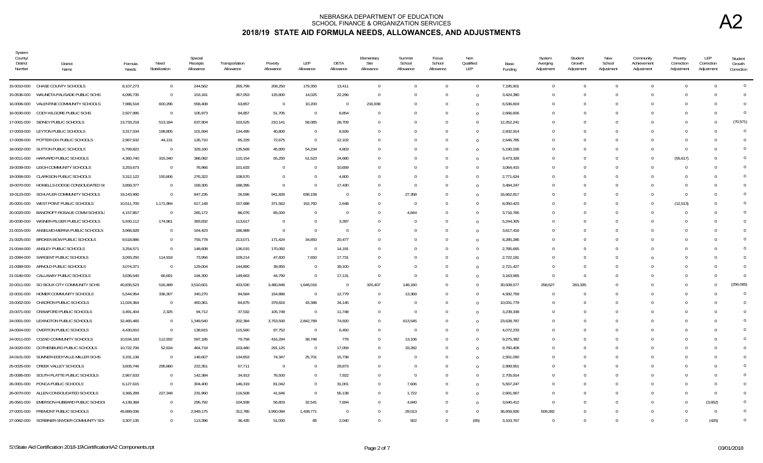# NEBRASKA DEPARTMENT OF EDUCATION
## SCHOOL FINANCE & ORGANIZATION SERVICES
## 2018/19 STATE AID FORMULA NEEDS, ALLOWANCES, AND ADJUSTMENTS

A2

| System County/ District Number | District Name | Formula Needs | Need Stabilization | Special Receipts Allowance | Transportation Allowance | Poverty Allowance | LEP Allowance | DETA Allowance | Elementary Site Allowance | Summer School Allowance | Focus School Allowance | Non Qualified LEP | Basic Funding | System Averging Adjustment | Student Growth Adjustment | New School Adjustment | Community Achievement Adjustment | Poverty Correction Adjustment | LEP Correction Adjustment | Student Growth Correction |
|---|---|---|---|---|---|---|---|---|---|---|---|---|---|---|---|---|---|---|---|---|
| 15-0010-000 | CHASE COUNTY SCHOOLS | 8,107,273 | 0 | 244,562 | 265,799 | 208,250 | 179,350 | 13,411 | 0 | 0 | 0 | 0 | 7,195,901 | 0 | 0 | 0 | 0 | 0 | 0 | 0 |
| 15-0536-000 | WAUNETA-PALISADE PUBLIC SCHS | 4,096,735 | 0 | 153,181 | 357,053 | 125,800 | 14,025 | 22,296 | 0 | 0 | 0 | 0 | 3,424,380 | 0 | 0 | 0 | 0 | 0 | 0 | 0 |
| 16-0006-000 | VALENTINE COMMUNITY SCHOOLS | 7,986,518 | 600,296 | 558,408 | 63,857 | 0 | 10,200 | 0 | 216,938 | 0 | 0 | 0 | 6,536,819 | 0 | 0 | 0 | 0 | 0 | 0 | 0 |
| 16-0030-000 | CODY-KILGORE PUBLIC SCHS | 2,927,995 | 0 | 105,973 | 94,857 | 51,705 | 0 | 8,854 | 0 | 0 | 0 | 0 | 2,666,606 | 0 | 0 | 0 | 0 | 0 | 0 | 0 |
| 17-0001-000 | SIDNEY PUBLIC SCHOOLS | 13,733,218 | 513,184 | 637,904 | 103,525 | 210,141 | 58,085 | 28,709 | 0 | 0 | 0 | 0 | 12,252,241 | 0 | 0 | 0 | 0 | 0 | 0 | (70,571) |
| 17-0003-000 | LEYTON PUBLIC SCHOOLS | 3,317,534 | 198,805 | 101,594 | 134,495 | 40,800 | 0 | 8,926 | 0 | 0 | 0 | 0 | 2,832,914 | 0 | 0 | 0 | 0 | 0 | 0 | 0 |
| 17-0009-000 | POTTER-DIX PUBLIC SCHOOLS | 2,967,632 | 44,131 | 126,710 | 65,229 | 72,675 | 0 | 12,102 | 0 | 0 | 0 | 0 | 2,646,785 | 0 | 0 | 0 | 0 | 0 | 0 | 0 |
| 18-0002-000 | SUTTON PUBLIC SCHOOLS | 5,759,822 | 0 | 329,160 | 135,569 | 45,900 | 54,234 | 4,803 | 0 | 0 | 0 | 0 | 5,190,156 | 0 | 0 | 0 | 0 | 0 | 0 | 0 |
| 18-0011-000 | HARVARD PUBLIC SCHOOLS | 4,360,740 | 315,340 | 386,082 | 110,154 | 55,250 | 51,523 | 24,680 | 0 | 0 | 0 | 0 | 3,473,328 | 0 | 0 | 0 | 0 | (55,617) | 0 | 0 |
| 19-0039-000 | LEIGH COMMUNITY SCHOOLS | 3,253,673 | 0 | 76,966 | 101,633 | 0 | 0 | 10,659 | 0 | 0 | 0 | 0 | 3,064,415 | 0 | 0 | 0 | 0 | 0 | 0 | 0 |
| 19-0058-000 | CLARKSON PUBLIC SCHOOLS | 3,312,122 | 150,806 | 276,322 | 108,570 | 0 | 0 | 4,800 | 0 | 0 | 0 | 0 | 2,771,624 | 0 | 0 | 0 | 0 | 0 | 0 | 0 |
| 19-0070-000 | HOWELLS-DODGE CONSOLIDATED S( | 3,859,377 | 0 | 169,305 | 188,395 | 0 | 0 | 17,430 | 0 | 0 | 0 | 0 | 3,484,247 | 0 | 0 | 0 | 0 | 0 | 0 | 0 |
| 19-0123-000 | SCHUYLER COMMUNITY SCHOOLS | 19,143,990 | 0 | 847,235 | 26,596 | 941,826 | 638,158 | 0 | 0 | 27,358 | 0 | 0 | 16,662,817 | 0 | 0 | 0 | 0 | 0 | 0 | 0 |
| 20-0001-000 | WEST POINT PUBLIC SCHOOLS | 10,511,700 | 1,171,984 | 617,148 | 157,688 | 371,562 | 152,760 | 2,648 | 0 | 0 | 0 | 0 | 8,050,423 | 0 | 0 | 0 | 0 | (12,513) | 0 | 0 |
| 20-0020-000 | BANCROFT-ROSALIE COMM SCHOOL! | 4,157,857 | 0 | 265,172 | 86,076 | 85,000 | 0 | 0 | 0 | 4,844 | 0 | 0 | 3,716,765 | 0 | 0 | 0 | 0 | 0 | 0 | 0 |
| 20-0030-000 | WISNER-PILGER PUBLIC SCHOOLS | 5,930,112 | 174,961 | 393,832 | 113,617 | 0 | 0 | 3,397 | 0 | 0 | 0 | 0 | 5,244,305 | 0 | 0 | 0 | 0 | 0 | 0 | 0 |
| 21-0015-000 | ANSELMO-MERNA PUBLIC SCHOOLS | 3,968,828 | 0 | 164,423 | 186,989 | 0 | 0 | 0 | 0 | 0 | 0 | 0 | 3,617,416 | 0 | 0 | 0 | 0 | 0 | 0 | 0 |
| 21-0025-000 | BROKEN BOW PUBLIC SCHOOLS | 9,518,886 | 0 | 793,778 | 213,071 | 171,424 | 34,850 | 20,477 | 0 | 0 | 0 | 0 | 8,285,286 | 0 | 0 | 0 | 0 | 0 | 0 | 0 |
| 21-0044-000 | ANSLEY PUBLIC SCHOOLS | 3,254,571 | 0 | 148,608 | 136,015 | 170,092 | 0 | 14,191 | 0 | 0 | 0 | 0 | 2,785,665 | 0 | 0 | 0 | 0 | 0 | 0 | 0 |
| 21-0084-000 | SARGENT PUBLIC SCHOOLS | 3,093,250 | 114,918 | 73,956 | 109,214 | 47,600 | 7,650 | 17,731 | 0 | 0 | 0 | 0 | 2,722,181 | 0 | 0 | 0 | 0 | 0 | 0 | 0 |
| 21-0089-000 | ARNOLD PUBLIC SCHOOLS | 3,074,371 | 0 | 129,004 | 144,890 | 39,950 | 0 | 39,100 | 0 | 0 | 0 | 0 | 2,721,427 | 0 | 0 | 0 | 0 | 0 | 0 | 0 |
| 21-0180-000 | CALLAWAY PUBLIC SCHOOLS | 3,636,540 | 66,691 | 194,300 | 149,663 | 44,790 | 0 | 17,131 | 0 | 0 | 0 | 0 | 3,163,965 | 0 | 0 | 0 | 0 | 0 | 0 | 0 |
| 22-0011-000 | SO SIOUX CITY COMMUNITY SCHS | 40,835,523 | 516,489 | 3,510,601 | 433,530 | 3,480,846 | 1,646,016 | 0 | 325,407 | 148,160 | 0 | 0 | 30,508,577 | 258,627 | 263,335 | 0 | 0 | 0 | 0 | (256,065) |
| 22-0031-000 | HOMER COMMUNITY SCHOOLS | 5,544,954 | 336,307 | 340,270 | 94,584 | 154,886 | 0 | 12,779 | 0 | 13,369 | 0 | 0 | 4,592,759 | 0 | 0 | 0 | 0 | 0 | 0 | 0 |
| 23-0002-000 | CHADRON PUBLIC SCHOOLS | 11,024,364 | 0 | 450,361 | 84,875 | 379,816 | 43,388 | 34,145 | 0 | 0 | 0 | 0 | 10,031,779 | 0 | 0 | 0 | 0 | 0 | 0 | 0 |
| 23-0071-000 | CRAWFORD PUBLIC SCHOOLS | 3,491,404 | 2,325 | 94,712 | 37,532 | 105,749 | 0 | 11,748 | 0 | 0 | 0 | 0 | 3,239,338 | 0 | 0 | 0 | 0 | 0 | 0 | 0 |
| 24-0001-000 | LEXINGTON PUBLIC SCHOOLS | 32,465,465 | 0 | 1,349,540 | 202,384 | 3,753,500 | 2,842,789 | 74,920 | 0 | 613,545 | 0 | 0 | 23,628,787 | 0 | 0 | 0 | 0 | 0 | 0 | 0 |
| 24-0004-000 | OVERTON PUBLIC SCHOOLS | 4,430,810 | 0 | 138,815 | 115,560 | 97,752 | 0 | 6,450 | 0 | 0 | 0 | 0 | 4,072,233 | 0 | 0 | 0 | 0 | 0 | 0 | 0 |
| 24-0011-000 | COZAD COMMUNITY SCHOOLS | 10,534,183 | 112,932 | 597,185 | 79,758 | 416,294 | 38,748 | 778 | 0 | 13,106 | 0 | 0 | 9,275,382 | 0 | 0 | 0 | 0 | 0 | 0 | 0 |
| 24-0020-000 | GOTHENBURG PUBLIC SCHOOLS | 10,722,706 | 52,634 | 464,718 | 103,480 | 291,125 | 0 | 17,059 | 0 | 33,282 | 0 | 0 | 9,760,408 | 0 | 0 | 0 | 0 | 0 | 0 | 0 |
| 24-0101-000 | SUMNER-EDDYVILLE-MILLER SCHS | 3,331,136 | 0 | 149,607 | 134,653 | 74,347 | 25,701 | 15,738 | 0 | 0 | 0 | 0 | 2,931,090 | 0 | 0 | 0 | 0 | 0 | 0 | 0 |
| 25-0025-000 | CREEK VALLEY SCHOOLS | 3,605,746 | 295,860 | 222,351 | 57,711 | 0 | 0 | 29,873 | 0 | 0 | 0 | 0 | 2,999,951 | 0 | 0 | 0 | 0 | 0 | 0 | 0 |
| 25-0095-000 | SOUTH PLATTE PUBLIC SCHOOLS | 2,967,633 | 0 | 142,384 | 34,913 | 76,500 | 0 | 7,922 | 0 | 0 | 0 | 0 | 2,705,914 | 0 | 0 | 0 | 0 | 0 | 0 | 0 |
| 26-0001-000 | PONCA PUBLIC SCHOOLS | 6,127,615 | 0 | 304,400 | 146,319 | 81,042 | 0 | 31,001 | 0 | 7,606 | 0 | 0 | 5,557,247 | 0 | 0 | 0 | 0 | 0 | 0 | 0 |
| 26-0070-000 | ALLEN CONSOLIDATED SCHOOLS | 3,366,289 | 227,348 | 231,960 | 116,508 | 41,646 | 0 | 55,138 | 0 | 1,722 | 0 | 0 | 2,691,967 | 0 | 0 | 0 | 0 | 0 | 0 | 0 |
| 26-0561-000 | EMERSON-HUBBARD PUBLIC SCHOOI | 4,139,368 | 0 | 295,792 | 104,938 | 56,803 | 32,541 | 7,694 | 0 | 4,840 | 0 | 0 | 3,640,412 | 0 | 0 | 0 | 0 | 0 | (3,652) | 0 |
| 27-0001-000 | FREMONT PUBLIC SCHOOLS | 45,889,036 | 0 | 2,949,175 | 312,785 | 3,990,084 | 1,438,771 | 0 | 0 | 29,013 | 0 | 0 | 36,659,926 | 509,282 | 0 | 0 | 0 | 0 | 0 | 0 |
| 27-0062-000 | SCRIBNER-SNYDER COMMUNITY SCH | 3,307,135 | 0 | 113,396 | 36,435 | 51,000 | 85 | 2,040 | 0 | 922 | 0 | (85) | 3,103,767 | 0 | 0 | 0 | 0 | 0 | (425) | 0 |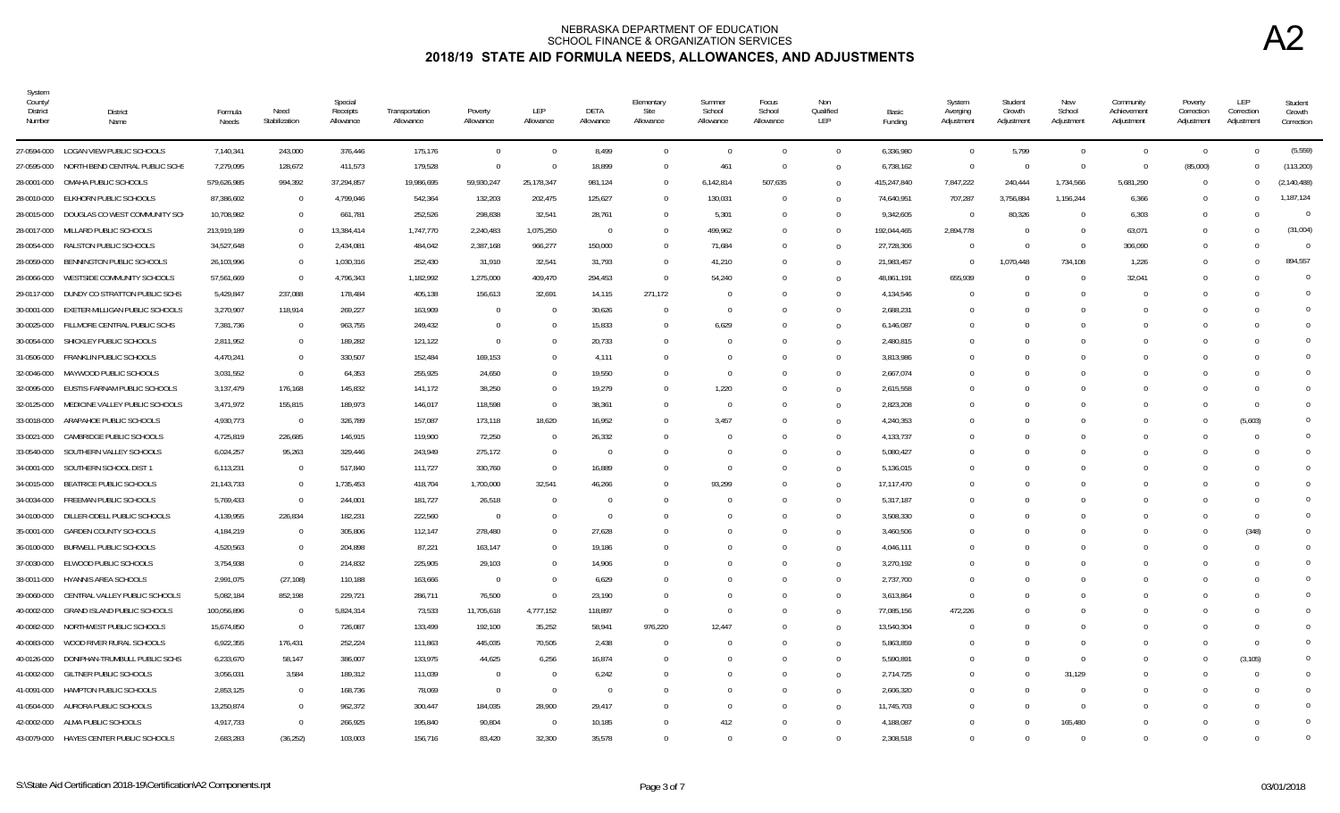NEBRASKA DEPARTMENT OF EDUCATION
SCHOOL FINANCE & ORGANIZATION SERVICES

# 2018/19 STATE AID FORMULA NEEDS, ALLOWANCES, AND ADJUSTMENTS

A2

| System County/ District Number | District Name | Formula Needs | Need Stabilization | Special Receipts Allowance | Transportation Allowance | Poverty Allowance | LEP Allowance | DETA Allowance | Elementary Site Allowance | Summer School Allowance | Focus School Allowance | Non Qualified LEP | Basic Funding | System Averging Adjustment | Student Growth Adjustment | New School Adjustment | Community Achievement Adjustment | Poverty Correction Adjustment | LEP Correction Adjustment | Student Growth Correction |
|---|---|---|---|---|---|---|---|---|---|---|---|---|---|---|---|---|---|---|---|---|
| 27-0594-000 | LOGAN VIEW PUBLIC SCHOOLS | 7,140,341 | 243,000 | 376,446 | 175,176 | 0 | 0 | 8,499 | 0 | 0 | 0 | 0 | 6,336,980 | 0 | 5,799 | 0 | 0 | 0 | 0 | (5,559) |
| 27-0595-000 | NORTH BEND CENTRAL PUBLIC SCHS | 7,279,095 | 128,672 | 411,573 | 179,528 | 0 | 0 | 18,899 | 0 | 461 | 0 | 0 | 6,738,162 | 0 | 0 | 0 | 0 | (85,000) | 0 | (113,200) |
| 28-0001-000 | OMAHA PUBLIC SCHOOLS | 579,626,985 | 994,392 | 37,294,857 | 19,986,695 | 59,930,247 | 25,178,347 | 981,124 | 0 | 6,142,814 | 507,635 | 0 | 415,247,840 | 7,847,222 | 240,444 | 1,734,566 | 5,681,290 | 0 | 0 | (2,140,488) |
| 28-0010-000 | ELKHORN PUBLIC SCHOOLS | 87,386,602 | 0 | 4,799,046 | 542,364 | 132,203 | 202,475 | 125,627 | 0 | 130,031 | 0 | 0 | 74,640,951 | 707,287 | 3,756,884 | 1,156,244 | 6,366 | 0 | 0 | 1,187,124 |
| 28-0015-000 | DOUGLAS CO WEST COMMUNITY SCH | 10,708,982 | 0 | 661,781 | 252,526 | 298,838 | 32,541 | 28,761 | 0 | 5,301 | 0 | 0 | 9,342,605 | 0 | 80,326 | 0 | 6,303 | 0 | 0 | 0 |
| 28-0017-000 | MILLARD PUBLIC SCHOOLS | 213,919,189 | 0 | 13,384,414 | 1,747,770 | 2,240,483 | 1,075,250 | 0 | 0 | 499,962 | 0 | 0 | 192,044,465 | 2,894,778 | 0 | 0 | 63,071 | 0 | 0 | (31,004) |
| 28-0054-000 | RALSTON PUBLIC SCHOOLS | 34,527,648 | 0 | 2,434,081 | 484,042 | 2,387,168 | 966,277 | 150,000 | 0 | 71,684 | 0 | 0 | 27,728,306 | 0 | 0 | 0 | 306,090 | 0 | 0 | 0 |
| 28-0059-000 | BENNINGTON PUBLIC SCHOOLS | 26,103,996 | 0 | 1,030,316 | 252,430 | 31,910 | 32,541 | 31,793 | 0 | 41,210 | 0 | 0 | 21,983,457 | 0 | 1,070,448 | 734,108 | 1,226 | 0 | 0 | 894,557 |
| 28-0066-000 | WESTSIDE COMMUNITY SCHOOLS | 57,561,669 | 0 | 4,796,343 | 1,182,992 | 1,275,000 | 409,470 | 294,453 | 0 | 54,240 | 0 | 0 | 48,861,191 | 655,939 | 0 | 0 | 32,041 | 0 | 0 | 0 |
| 29-0117-000 | DUNDY CO STRATTON PUBLIC SCHS | 5,429,847 | 237,088 | 178,484 | 405,138 | 156,613 | 32,691 | 14,115 | 271,172 | 0 | 0 | 0 | 4,134,546 | 0 | 0 | 0 | 0 | 0 | 0 | 0 |
| 30-0001-000 | EXETER-MILLIGAN PUBLIC SCHOOLS | 3,270,907 | 118,914 | 269,227 | 163,909 | 0 | 0 | 30,626 | 0 | 0 | 0 | 0 | 2,688,231 | 0 | 0 | 0 | 0 | 0 | 0 | 0 |
| 30-0025-000 | FILLMORE CENTRAL PUBLIC SCHS | 7,381,736 | 0 | 963,755 | 249,432 | 0 | 0 | 15,833 | 0 | 6,629 | 0 | 0 | 6,146,087 | 0 | 0 | 0 | 0 | 0 | 0 | 0 |
| 30-0054-000 | SHICKLEY PUBLIC SCHOOLS | 2,811,952 | 0 | 189,282 | 121,122 | 0 | 0 | 20,733 | 0 | 0 | 0 | 0 | 2,480,815 | 0 | 0 | 0 | 0 | 0 | 0 | 0 |
| 31-0506-000 | FRANKLIN PUBLIC SCHOOLS | 4,470,241 | 0 | 330,507 | 152,484 | 169,153 | 0 | 4,111 | 0 | 0 | 0 | 0 | 3,813,986 | 0 | 0 | 0 | 0 | 0 | 0 | 0 |
| 32-0046-000 | MAYWOOD PUBLIC SCHOOLS | 3,031,552 | 0 | 64,353 | 255,925 | 24,650 | 0 | 19,550 | 0 | 0 | 0 | 0 | 2,667,074 | 0 | 0 | 0 | 0 | 0 | 0 | 0 |
| 32-0095-000 | EUSTIS-FARNAM PUBLIC SCHOOLS | 3,137,479 | 176,168 | 145,832 | 141,172 | 38,250 | 0 | 19,279 | 0 | 1,220 | 0 | 0 | 2,615,558 | 0 | 0 | 0 | 0 | 0 | 0 | 0 |
| 32-0125-000 | MEDICINE VALLEY PUBLIC SCHOOLS | 3,471,972 | 155,815 | 189,973 | 146,017 | 118,598 | 0 | 38,361 | 0 | 0 | 0 | 0 | 2,823,208 | 0 | 0 | 0 | 0 | 0 | 0 | 0 |
| 33-0018-000 | ARAPAHOE PUBLIC SCHOOLS | 4,930,773 | 0 | 326,789 | 157,087 | 173,118 | 18,620 | 16,952 | 0 | 3,457 | 0 | 0 | 4,240,353 | 0 | 0 | 0 | 0 | 0 | (5,603) | 0 |
| 33-0021-000 | CAMBRIDGE PUBLIC SCHOOLS | 4,725,819 | 226,685 | 146,915 | 119,900 | 72,250 | 0 | 26,332 | 0 | 0 | 0 | 0 | 4,133,737 | 0 | 0 | 0 | 0 | 0 | 0 | 0 |
| 33-0540-000 | SOUTHERN VALLEY SCHOOLS | 6,024,257 | 95,263 | 329,446 | 243,949 | 275,172 | 0 | 0 | 0 | 0 | 0 | 0 | 5,080,427 | 0 | 0 | 0 | 0 | 0 | 0 | 0 |
| 34-0001-000 | SOUTHERN SCHOOL DIST 1 | 6,113,231 | 0 | 517,840 | 111,727 | 330,760 | 0 | 16,889 | 0 | 0 | 0 | 0 | 5,136,015 | 0 | 0 | 0 | 0 | 0 | 0 | 0 |
| 34-0015-000 | BEATRICE PUBLIC SCHOOLS | 21,143,733 | 0 | 1,735,453 | 418,704 | 1,700,000 | 32,541 | 46,266 | 0 | 93,299 | 0 | 0 | 17,117,470 | 0 | 0 | 0 | 0 | 0 | 0 | 0 |
| 34-0034-000 | FREEMAN PUBLIC SCHOOLS | 5,769,433 | 0 | 244,001 | 181,727 | 26,518 | 0 | 0 | 0 | 0 | 0 | 0 | 5,317,187 | 0 | 0 | 0 | 0 | 0 | 0 | 0 |
| 34-0100-000 | DILLER-ODELL PUBLIC SCHOOLS | 4,139,955 | 226,834 | 182,231 | 222,560 | 0 | 0 | 0 | 0 | 0 | 0 | 0 | 3,508,330 | 0 | 0 | 0 | 0 | 0 | 0 | 0 |
| 35-0001-000 | GARDEN COUNTY SCHOOLS | 4,184,219 | 0 | 305,806 | 112,147 | 278,480 | 0 | 27,628 | 0 | 0 | 0 | 0 | 3,460,506 | 0 | 0 | 0 | 0 | 0 | (348) | 0 |
| 36-0100-000 | BURWELL PUBLIC SCHOOLS | 4,520,563 | 0 | 204,898 | 87,221 | 163,147 | 0 | 19,186 | 0 | 0 | 0 | 0 | 4,046,111 | 0 | 0 | 0 | 0 | 0 | 0 | 0 |
| 37-0030-000 | ELWOOD PUBLIC SCHOOLS | 3,754,938 | 0 | 214,832 | 225,905 | 29,103 | 0 | 14,906 | 0 | 0 | 0 | 0 | 3,270,192 | 0 | 0 | 0 | 0 | 0 | 0 | 0 |
| 38-0011-000 | HYANNIS AREA SCHOOLS | 2,991,075 | (27,108) | 110,188 | 163,666 | 0 | 0 | 6,629 | 0 | 0 | 0 | 0 | 2,737,700 | 0 | 0 | 0 | 0 | 0 | 0 | 0 |
| 39-0060-000 | CENTRAL VALLEY PUBLIC SCHOOLS | 5,082,184 | 852,198 | 229,721 | 286,711 | 76,500 | 0 | 23,190 | 0 | 0 | 0 | 0 | 3,613,864 | 0 | 0 | 0 | 0 | 0 | 0 | 0 |
| 40-0002-000 | GRAND ISLAND PUBLIC SCHOOLS | 100,056,896 | 0 | 5,824,314 | 73,533 | 11,705,618 | 4,777,152 | 118,897 | 0 | 0 | 0 | 0 | 77,085,156 | 472,226 | 0 | 0 | 0 | 0 | 0 | 0 |
| 40-0082-000 | NORTHWEST PUBLIC SCHOOLS | 15,674,850 | 0 | 726,087 | 133,499 | 192,100 | 35,252 | 58,941 | 976,220 | 12,447 | 0 | 0 | 13,540,304 | 0 | 0 | 0 | 0 | 0 | 0 | 0 |
| 40-0083-000 | WOOD RIVER RURAL SCHOOLS | 6,922,355 | 176,431 | 252,224 | 111,863 | 445,035 | 70,505 | 2,438 | 0 | 0 | 0 | 0 | 5,863,859 | 0 | 0 | 0 | 0 | 0 | 0 | 0 |
| 40-0126-000 | DONIPHAN-TRUMBULL PUBLIC SCHS | 6,233,670 | 58,147 | 386,007 | 133,975 | 44,625 | 6,256 | 16,874 | 0 | 0 | 0 | 0 | 5,590,891 | 0 | 0 | 0 | 0 | 0 | (3,105) | 0 |
| 41-0002-000 | GILTNER PUBLIC SCHOOLS | 3,056,031 | 3,584 | 189,312 | 111,039 | 0 | 0 | 6,242 | 0 | 0 | 0 | 0 | 2,714,725 | 0 | 0 | 31,129 | 0 | 0 | 0 | 0 |
| 41-0091-000 | HAMPTON PUBLIC SCHOOLS | 2,853,125 | 0 | 168,736 | 78,069 | 0 | 0 | 0 | 0 | 0 | 0 | 0 | 2,606,320 | 0 | 0 | 0 | 0 | 0 | 0 | 0 |
| 41-0504-000 | AURORA PUBLIC SCHOOLS | 13,250,874 | 0 | 962,372 | 300,447 | 184,035 | 28,900 | 29,417 | 0 | 0 | 0 | 0 | 11,745,703 | 0 | 0 | 0 | 0 | 0 | 0 | 0 |
| 42-0002-000 | ALMA PUBLIC SCHOOLS | 4,917,733 | 0 | 266,925 | 195,840 | 90,804 | 0 | 10,185 | 0 | 412 | 0 | 0 | 4,188,087 | 0 | 0 | 165,480 | 0 | 0 | 0 | 0 |
| 43-0079-000 | HAYES CENTER PUBLIC SCHOOLS | 2,683,283 | (36,252) | 103,003 | 156,716 | 83,420 | 32,300 | 35,578 | 0 | 0 | 0 | 0 | 2,308,518 | 0 | 0 | 0 | 0 | 0 | 0 | 0 |

S:\State Aid Certification 2018-19\Certification\A2 Components.rpt 03/01/2018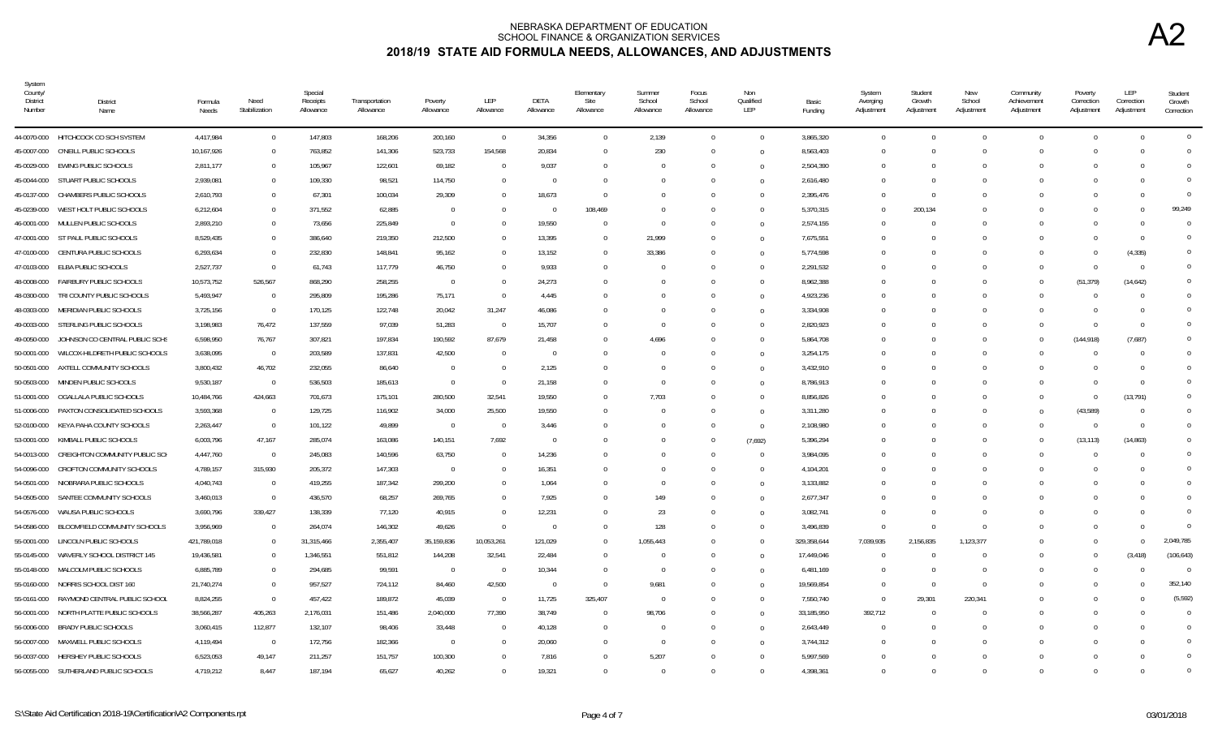# NEBRASKA DEPARTMENT OF EDUCATION
## SCHOOL FINANCE & ORGANIZATION SERVICES
## 2018/19 STATE AID FORMULA NEEDS, ALLOWANCES, AND ADJUSTMENTS

**A2**

| System County/ District Number | District Name | Formula Needs | Need Stabilization | Special Receipts Allowance | Transportation Allowance | Poverty Allowance | LEP Allowance | DETA Allowance | Elementary Site Allowance | Summer School Allowance | Focus School Allowance | Non Qualified LEP | Basic Funding | System Averging Adjustment | Student Growth Adjustment | New School Adjustment | Community Achievement Adjustment | Poverty Correction Adjustment | LEP Correction Adjustment | Student Growth Correction |
|---|---|---|---|---|---|---|---|---|---|---|---|---|---|---|---|---|---|---|---|---|
| 44-0070-000 | HITCHCOCK CO SCH SYSTEM | 4,417,984 | 0 | 147,803 | 168,206 | 200,160 | 0 | 34,356 | 0 | 2,139 | 0 | 0 | 3,865,320 | 0 | 0 | 0 | 0 | 0 | 0 | 0 |
| 45-0007-000 | O'NEILL PUBLIC SCHOOLS | 10,167,926 | 0 | 763,852 | 141,306 | 523,733 | 154,568 | 20,834 | 0 | 230 | 0 | 0 | 8,563,403 | 0 | 0 | 0 | 0 | 0 | 0 | 0 |
| 45-0029-000 | EWING PUBLIC SCHOOLS | 2,811,177 | 0 | 105,967 | 122,601 | 69,182 | 0 | 9,037 | 0 | 0 | 0 | 0 | 2,504,390 | 0 | 0 | 0 | 0 | 0 | 0 | 0 |
| 45-0044-000 | STUART PUBLIC SCHOOLS | 2,939,081 | 0 | 109,330 | 98,521 | 114,750 | 0 | 0 | 0 | 0 | 0 | 0 | 2,616,480 | 0 | 0 | 0 | 0 | 0 | 0 | 0 |
| 45-0137-000 | CHAMBERS PUBLIC SCHOOLS | 2,610,793 | 0 | 67,301 | 100,034 | 29,309 | 0 | 18,673 | 0 | 0 | 0 | 0 | 2,395,476 | 0 | 0 | 0 | 0 | 0 | 0 | 0 |
| 45-0239-000 | WEST HOLT PUBLIC SCHOOLS | 6,212,604 | 0 | 371,552 | 62,885 | 0 | 0 | 0 | 108,469 | 0 | 0 | 0 | 5,370,315 | 0 | 200,134 | 0 | 0 | 0 | 0 | 99,249 |
| 46-0001-000 | MULLEN PUBLIC SCHOOLS | 2,893,210 | 0 | 73,656 | 225,849 | 0 | 0 | 19,550 | 0 | 0 | 0 | 0 | 2,574,155 | 0 | 0 | 0 | 0 | 0 | 0 | 0 |
| 47-0001-000 | ST PAUL PUBLIC SCHOOLS | 8,529,435 | 0 | 386,640 | 219,350 | 212,500 | 0 | 13,395 | 0 | 21,999 | 0 | 0 | 7,675,551 | 0 | 0 | 0 | 0 | 0 | 0 | 0 |
| 47-0100-000 | CENTURA PUBLIC SCHOOLS | 6,293,634 | 0 | 232,830 | 148,841 | 95,162 | 0 | 13,152 | 0 | 33,386 | 0 | 0 | 5,774,598 | 0 | 0 | 0 | 0 | 0 | (4,335) | 0 |
| 47-0103-000 | ELBA PUBLIC SCHOOLS | 2,527,737 | 0 | 61,743 | 117,779 | 46,750 | 0 | 9,933 | 0 | 0 | 0 | 0 | 2,291,532 | 0 | 0 | 0 | 0 | 0 | 0 | 0 |
| 48-0008-000 | FAIRBURY PUBLIC SCHOOLS | 10,573,752 | 526,567 | 868,290 | 258,255 | 0 | 0 | 24,273 | 0 | 0 | 0 | 0 | 8,962,388 | 0 | 0 | 0 | 0 | (51,379) | (14,642) | 0 |
| 48-0300-000 | TRI COUNTY PUBLIC SCHOOLS | 5,493,947 | 0 | 295,809 | 195,286 | 75,171 | 0 | 4,445 | 0 | 0 | 0 | 0 | 4,923,236 | 0 | 0 | 0 | 0 | 0 | 0 | 0 |
| 48-0303-000 | MERIDIAN PUBLIC SCHOOLS | 3,725,156 | 0 | 170,125 | 122,748 | 20,042 | 31,247 | 46,086 | 0 | 0 | 0 | 0 | 3,334,908 | 0 | 0 | 0 | 0 | 0 | 0 | 0 |
| 49-0033-000 | STERLING PUBLIC SCHOOLS | 3,198,983 | 76,472 | 137,559 | 97,039 | 51,283 | 0 | 15,707 | 0 | 0 | 0 | 0 | 2,820,923 | 0 | 0 | 0 | 0 | 0 | 0 | 0 |
| 49-0050-000 | JOHNSON CO CENTRAL PUBLIC SCHS | 6,598,950 | 76,767 | 307,821 | 197,834 | 190,592 | 87,679 | 21,458 | 0 | 4,696 | 0 | 0 | 5,864,708 | 0 | 0 | 0 | 0 | (144,918) | (7,687) | 0 |
| 50-0001-000 | WILCOX-HILDRETH PUBLIC SCHOOLS | 3,638,095 | 0 | 203,589 | 137,831 | 42,500 | 0 | 0 | 0 | 0 | 0 | 0 | 3,254,175 | 0 | 0 | 0 | 0 | 0 | 0 | 0 |
| 50-0501-000 | AXTELL COMMUNITY SCHOOLS | 3,800,432 | 46,702 | 232,055 | 86,640 | 0 | 0 | 2,125 | 0 | 0 | 0 | 0 | 3,432,910 | 0 | 0 | 0 | 0 | 0 | 0 | 0 |
| 50-0503-000 | MINDEN PUBLIC SCHOOLS | 9,530,187 | 0 | 536,503 | 185,613 | 0 | 0 | 21,158 | 0 | 0 | 0 | 0 | 8,786,913 | 0 | 0 | 0 | 0 | 0 | 0 | 0 |
| 51-0001-000 | OGALLALA PUBLIC SCHOOLS | 10,484,766 | 424,663 | 701,673 | 175,101 | 280,500 | 32,541 | 19,550 | 0 | 7,703 | 0 | 0 | 8,856,826 | 0 | 0 | 0 | 0 | 0 | (13,791) | 0 |
| 51-0006-000 | PAXTON CONSOLIDATED SCHOOLS | 3,593,368 | 0 | 129,725 | 116,902 | 34,000 | 25,500 | 19,550 | 0 | 0 | 0 | 0 | 3,311,280 | 0 | 0 | 0 | 0 | (43,589) | 0 | 0 |
| 52-0100-000 | KEYA PAHA COUNTY SCHOOLS | 2,263,447 | 0 | 101,122 | 49,899 | 0 | 0 | 3,446 | 0 | 0 | 0 | 0 | 2,108,980 | 0 | 0 | 0 | 0 | 0 | 0 | 0 |
| 53-0001-000 | KIMBALL PUBLIC SCHOOLS | 6,003,796 | 47,167 | 285,074 | 163,086 | 140,151 | 7,692 | 0 | 0 | 0 | 0 | (7,692) | 5,396,294 | 0 | 0 | 0 | 0 | (13,113) | (14,863) | 0 |
| 54-0013-000 | CREIGHTON COMMUNITY PUBLIC SCH | 4,447,760 | 0 | 245,083 | 140,596 | 63,750 | 0 | 14,236 | 0 | 0 | 0 | 0 | 3,984,095 | 0 | 0 | 0 | 0 | 0 | 0 | 0 |
| 54-0096-000 | CROFTON COMMUNITY SCHOOLS | 4,789,157 | 315,930 | 205,372 | 147,303 | 0 | 0 | 16,351 | 0 | 0 | 0 | 0 | 4,104,201 | 0 | 0 | 0 | 0 | 0 | 0 | 0 |
| 54-0501-000 | NIOBRARA PUBLIC SCHOOLS | 4,040,743 | 0 | 419,255 | 187,342 | 299,200 | 0 | 1,064 | 0 | 0 | 0 | 0 | 3,133,882 | 0 | 0 | 0 | 0 | 0 | 0 | 0 |
| 54-0505-000 | SANTEE COMMUNITY SCHOOLS | 3,460,013 | 0 | 436,570 | 68,257 | 269,765 | 0 | 7,925 | 0 | 149 | 0 | 0 | 2,677,347 | 0 | 0 | 0 | 0 | 0 | 0 | 0 |
| 54-0576-000 | WAUSA PUBLIC SCHOOLS | 3,690,796 | 339,427 | 138,339 | 77,120 | 40,915 | 0 | 12,231 | 0 | 23 | 0 | 0 | 3,082,741 | 0 | 0 | 0 | 0 | 0 | 0 | 0 |
| 54-0586-000 | BLOOMFIELD COMMUNITY SCHOOLS | 3,956,969 | 0 | 264,074 | 146,302 | 49,626 | 0 | 0 | 0 | 128 | 0 | 0 | 3,496,839 | 0 | 0 | 0 | 0 | 0 | 0 | 0 |
| 55-0001-000 | LINCOLN PUBLIC SCHOOLS | 421,789,018 | 0 | 31,315,466 | 2,355,407 | 35,159,836 | 10,053,261 | 121,029 | 0 | 1,055,443 | 0 | 0 | 329,358,644 | 7,039,935 | 2,156,835 | 1,123,377 | 0 | 0 | 0 | 2,049,785 |
| 55-0145-000 | WAVERLY SCHOOL DISTRICT 145 | 19,436,581 | 0 | 1,346,551 | 551,812 | 144,208 | 32,541 | 22,484 | 0 | 0 | 0 | 0 | 17,449,046 | 0 | 0 | 0 | 0 | 0 | (3,418) | (106,643) |
| 55-0148-000 | MALCOLM PUBLIC SCHOOLS | 6,885,789 | 0 | 294,685 | 99,591 | 0 | 0 | 10,344 | 0 | 0 | 0 | 0 | 6,481,169 | 0 | 0 | 0 | 0 | 0 | 0 | 0 |
| 55-0160-000 | NORRIS SCHOOL DIST 160 | 21,740,274 | 0 | 957,527 | 724,112 | 84,460 | 42,500 | 0 | 0 | 9,681 | 0 | 0 | 19,569,854 | 0 | 0 | 0 | 0 | 0 | 0 | 352,140 |
| 55-0161-000 | RAYMOND CENTRAL PUBLIC SCHOOL | 8,824,255 | 0 | 457,422 | 189,872 | 45,039 | 0 | 11,725 | 325,407 | 0 | 0 | 0 | 7,550,740 | 0 | 29,301 | 220,341 | 0 | 0 | 0 | (5,592) |
| 56-0001-000 | NORTH PLATTE PUBLIC SCHOOLS | 38,566,287 | 405,263 | 2,176,031 | 151,486 | 2,040,000 | 77,390 | 38,749 | 0 | 98,706 | 0 | 0 | 33,185,950 | 392,712 | 0 | 0 | 0 | 0 | 0 | 0 |
| 56-0006-000 | BRADY PUBLIC SCHOOLS | 3,060,415 | 112,877 | 132,107 | 98,406 | 33,448 | 0 | 40,128 | 0 | 0 | 0 | 0 | 2,643,449 | 0 | 0 | 0 | 0 | 0 | 0 | 0 |
| 56-0007-000 | MAXWELL PUBLIC SCHOOLS | 4,119,494 | 0 | 172,756 | 182,366 | 0 | 0 | 20,060 | 0 | 0 | 0 | 0 | 3,744,312 | 0 | 0 | 0 | 0 | 0 | 0 | 0 |
| 56-0037-000 | HERSHEY PUBLIC SCHOOLS | 6,523,053 | 49,147 | 211,257 | 151,757 | 100,300 | 0 | 7,816 | 0 | 5,207 | 0 | 0 | 5,997,569 | 0 | 0 | 0 | 0 | 0 | 0 | 0 |
| 56-0055-000 | SUTHERLAND PUBLIC SCHOOLS | 4,719,212 | 8,447 | 187,194 | 65,627 | 40,262 | 0 | 19,321 | 0 | 0 | 0 | 0 | 4,398,361 | 0 | 0 | 0 | 0 | 0 | 0 | 0 |

S:\State Aid Certification 2018-19\Certification\A2 Components.rpt — 03/01/2018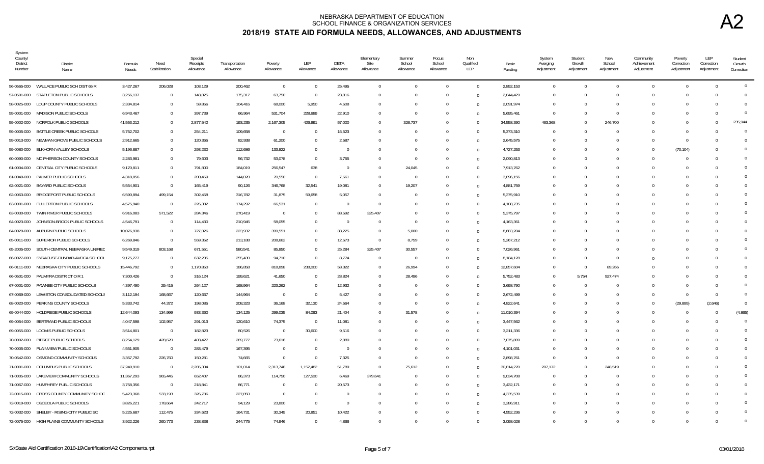# NEBRASKA DEPARTMENT OF EDUCATION
## SCHOOL FINANCE & ORGANIZATION SERVICES
## 2018/19 STATE AID FORMULA NEEDS, ALLOWANCES, AND ADJUSTMENTS

A2

| System County/ District Number | District Name | Formula Needs | Need Stabilization | Special Receipts Allowance | Transportation Allowance | Poverty Allowance | LEP Allowance | DETA Allowance | Elementary Site Allowance | Summer School Allowance | Focus School Allowance | Non Qualified LEP | Basic Funding | System Averging Adjustment | Student Growth Adjustment | New School Adjustment | Community Achievement Adjustment | Poverty Correction Adjustment | LEP Correction Adjustment | Student Growth Correction |
|---|---|---|---|---|---|---|---|---|---|---|---|---|---|---|---|---|---|---|---|---|
| 56-0565-000 | WALLACE PUBLIC SCH DIST 65 R | 3,427,267 | 206,028 | 103,129 | 200,462 | 0 | 0 | 25,495 | 0 | 0 | 0 | 0 | 2,892,153 | 0 | 0 | 0 | 0 | 0 | 0 | 0 |
| 57-0501-000 | STAPLETON PUBLIC SCHOOLS | 3,256,137 | 0 | 148,825 | 175,317 | 63,750 | 0 | 23,816 | 0 | 0 | 0 | 0 | 2,844,429 | 0 | 0 | 0 | 0 | 0 | 0 | 0 |
| 58-0025-000 | LOUP COUNTY PUBLIC SCHOOLS | 2,334,814 | 0 | 59,866 | 104,416 | 68,000 | 5,950 | 4,608 | 0 | 0 | 0 | 0 | 2,091,974 | 0 | 0 | 0 | 0 | 0 | 0 | 0 |
| 59-0001-000 | MADISON PUBLIC SCHOOLS | 6,943,467 | 0 | 397,739 | 66,964 | 531,704 | 228,689 | 22,910 | 0 | 0 | 0 | 0 | 5,695,461 | 0 | 0 | 0 | 0 | 0 | 0 | 0 |
| 59-0002-000 | NORFOLK PUBLIC SCHOOLS | 41,553,212 | 0 | 2,877,542 | 193,235 | 2,167,305 | 426,991 | 57,000 | 0 | 326,737 | 0 | 0 | 34,558,390 | 463,368 | 0 | 246,700 | 0 | 0 | 0 | 235,944 |
| 59-0005-000 | BATTLE CREEK PUBLIC SCHOOLS | 5,752,702 | 0 | 254,211 | 109,658 | 0 | 0 | 15,523 | 0 | 0 | 0 | 0 | 5,373,310 | 0 | 0 | 0 | 0 | 0 | 0 | 0 |
| 59-0013-000 | NEWMAN GROVE PUBLIC SCHOOLS | 2,912,665 | 0 | 120,365 | 82,938 | 61,200 | 0 | 2,587 | 0 | 0 | 0 | 0 | 2,645,575 | 0 | 0 | 0 | 0 | 0 | 0 | 0 |
| 59-0080-000 | ELKHORN VALLEY SCHOOLS | 5,196,887 | 0 | 293,230 | 112,686 | 133,822 | 0 | 0 | 0 | 0 | 0 | 0 | 4,727,253 | 0 | 0 | 0 | 0 | (70,104) | 0 | 0 |
| 60-0090-000 | MC PHERSON COUNTY SCHOOLS | 2,283,981 | 0 | 79,603 | 56,732 | 53,078 | 0 | 3,755 | 0 | 0 | 0 | 0 | 2,090,813 | 0 | 0 | 0 | 0 | 0 | 0 | 0 |
| 61-0004-000 | CENTRAL CITY PUBLIC SCHOOLS | 9,170,811 | 0 | 791,800 | 184,019 | 256,547 | 638 | 0 | 0 | 24,045 | 0 | 0 | 7,913,762 | 0 | 0 | 0 | 0 | 0 | 0 | 0 |
| 61-0049-000 | PALMER PUBLIC SCHOOLS | 4,318,856 | 0 | 200,469 | 144,020 | 70,550 | 0 | 7,661 | 0 | 0 | 0 | 0 | 3,896,156 | 0 | 0 | 0 | 0 | 0 | 0 | 0 |
| 62-0021-000 | BAYARD PUBLIC SCHOOLS | 5,554,901 | 0 | 165,419 | 90,126 | 346,768 | 32,541 | 19,081 | 0 | 19,207 | 0 | 0 | 4,881,759 | 0 | 0 | 0 | 0 | 0 | 0 | 0 |
| 62-0063-000 | BRIDGEPORT PUBLIC SCHOOLS | 6,590,894 | 499,154 | 302,458 | 316,782 | 31,875 | 59,658 | 5,057 | 0 | 0 | 0 | 0 | 5,375,910 | 0 | 0 | 0 | 0 | 0 | 0 | 0 |
| 63-0001-000 | FULLERTON PUBLIC SCHOOLS | 4,575,940 | 0 | 226,382 | 174,292 | 66,531 | 0 | 0 | 0 | 0 | 0 | 0 | 4,108,735 | 0 | 0 | 0 | 0 | 0 | 0 | 0 |
| 63-0030-000 | TWIN RIVER PUBLIC SCHOOLS | 6,916,083 | 571,522 | 284,346 | 270,419 | 0 | 0 | 88,592 | 325,407 | 0 | 0 | 0 | 5,375,797 | 0 | 0 | 0 | 0 | 0 | 0 | 0 |
| 64-0023-000 | JOHNSON-BROCK PUBLIC SCHOOLS | 4,546,791 | 0 | 114,430 | 210,945 | 58,055 | 0 | 0 | 0 | 0 | 0 | 0 | 4,163,361 | 0 | 0 | 0 | 0 | 0 | 0 | 0 |
| 64-0029-000 | AUBURN PUBLIC SCHOOLS | 10,076,938 | 0 | 727,026 | 223,932 | 399,551 | 0 | 38,225 | 0 | 5,000 | 0 | 0 | 8,683,204 | 0 | 0 | 0 | 0 | 0 | 0 | 0 |
| 65-0011-000 | SUPERIOR PUBLIC SCHOOLS | 6,269,846 | 0 | 559,352 | 213,188 | 208,662 | 0 | 12,673 | 0 | 8,759 | 0 | 0 | 5,267,212 | 0 | 0 | 0 | 0 | 0 | 0 | 0 |
| 65-2005-000 | SOUTH CENTRAL NEBRASKA UNIFIED | 9,549,319 | 803,168 | 671,551 | 580,541 | 85,850 | 0 | 25,284 | 325,407 | 30,557 | 0 | 0 | 7,026,961 | 0 | 0 | 0 | 0 | 0 | 0 | 0 |
| 66-0027-000 | SYRACUSE-DUNBAR-AVOCA SCHOOL | 9,175,277 | 0 | 632,235 | 255,430 | 94,710 | 0 | 8,774 | 0 | 0 | 0 | 0 | 8,184,128 | 0 | 0 | 0 | 0 | 0 | 0 | 0 |
| 66-0111-000 | NEBRASKA CITY PUBLIC SCHOOLS | 15,446,792 | 0 | 1,170,850 | 186,858 | 818,898 | 238,000 | 58,322 | 0 | 26,994 | 0 | 0 | 12,857,604 | 0 | 0 | 89,266 | 0 | 0 | 0 | 0 |
| 66-0501-000 | PALMYRA DISTRICT O R 1 | 7,300,426 | 0 | 316,124 | 199,621 | 41,650 | 0 | 28,824 | 0 | 28,496 | 0 | 0 | 5,752,483 | 0 | 5,754 | 927,474 | 0 | 0 | 0 | 0 |
| 67-0001-000 | PAWNEE CITY PUBLIC SCHOOLS | 4,397,490 | 29,415 | 264,127 | 168,964 | 223,262 | 0 | 12,932 | 0 | 0 | 0 | 0 | 3,698,790 | 0 | 0 | 0 | 0 | 0 | 0 | 0 |
| 67-0069-000 | LEWISTON CONSOLIDATED SCHOOLS | 3,112,194 | 168,667 | 120,637 | 144,964 | 0 | 0 | 5,427 | 0 | 0 | 0 | 0 | 2,672,499 | 0 | 0 | 0 | 0 | 0 | 0 | 0 |
| 68-0020-000 | PERKINS COUNTY SCHOOLS | 5,333,742 | 44,372 | 198,085 | 208,323 | 36,168 | 32,130 | 24,564 | 0 | 0 | 0 | 0 | 4,822,641 | 0 | 0 | 0 | 0 | (29,895) | (2,646) | 0 |
| 69-0044-000 | HOLDREGE PUBLIC SCHOOLS | 12,644,093 | 134,999 | 933,360 | 134,125 | 299,035 | 84,063 | 21,404 | 0 | 31,578 | 0 | 0 | 11,010,394 | 0 | 0 | 0 | 0 | 0 | 0 | (4,865) |
| 69-0054-000 | BERTRAND PUBLIC SCHOOLS | 4,047,598 | 102,957 | 291,013 | 120,610 | 74,375 | 0 | 11,081 | 0 | 0 | 0 | 0 | 3,447,562 | 0 | 0 | 0 | 0 | 0 | 0 | 0 |
| 69-0055-000 | LOOMIS PUBLIC SCHOOLS | 3,514,801 | 0 | 182,823 | 80,526 | 0 | 30,600 | 9,516 | 0 | 0 | 0 | 0 | 3,211,336 | 0 | 0 | 0 | 0 | 0 | 0 | 0 |
| 70-0002-000 | PIERCE PUBLIC SCHOOLS | 8,254,129 | 428,620 | 403,427 | 269,777 | 73,616 | 0 | 2,880 | 0 | 0 | 0 | 0 | 7,075,809 | 0 | 0 | 0 | 0 | 0 | 0 | 0 |
| 70-0005-000 | PLAINVIEW PUBLIC SCHOOLS | 4,551,905 | 0 | 283,479 | 167,395 | 0 | 0 | 0 | 0 | 0 | 0 | 0 | 4,101,031 | 0 | 0 | 0 | 0 | 0 | 0 | 0 |
| 70-0542-000 | OSMOND COMMUNITY SCHOOLS | 3,357,792 | 226,760 | 150,281 | 74,665 | 0 | 0 | 7,325 | 0 | 0 | 0 | 0 | 2,898,761 | 0 | 0 | 0 | 0 | 0 | 0 | 0 |
| 71-0001-000 | COLUMBUS PUBLIC SCHOOLS | 37,249,910 | 0 | 2,285,304 | 101,014 | 2,313,748 | 1,152,482 | 51,789 | 0 | 75,612 | 0 | 0 | 30,814,270 | 207,172 | 0 | 248,519 | 0 | 0 | 0 | 0 |
| 71-0005-000 | LAKEVIEW COMMUNITY SCHOOLS | 11,367,293 | 965,445 | 652,407 | 86,373 | 114,750 | 127,500 | 6,469 | 379,641 | 0 | 0 | 0 | 9,034,708 | 0 | 0 | 0 | 0 | 0 | 0 | 0 |
| 71-0067-000 | HUMPHREY PUBLIC SCHOOLS | 3,758,356 | 0 | 218,841 | 86,771 | 0 | 0 | 20,573 | 0 | 0 | 0 | 0 | 3,432,171 | 0 | 0 | 0 | 0 | 0 | 0 | 0 |
| 72-0015-000 | CROSS COUNTY COMMUNITY SCHOO | 5,423,368 | 533,193 | 326,786 | 227,850 | 0 | 0 | 0 | 0 | 0 | 0 | 0 | 4,335,539 | 0 | 0 | 0 | 0 | 0 | 0 | 0 |
| 72-0019-000 | OSCEOLA PUBLIC SCHOOLS | 3,826,221 | 178,664 | 242,717 | 94,129 | 23,800 | 0 | 0 | 0 | 0 | 0 | 0 | 3,286,911 | 0 | 0 | 0 | 0 | 0 | 0 | 0 |
| 72-0032-000 | SHELBY - RISING CITY PUBLIC SC | 5,225,687 | 112,475 | 334,623 | 164,731 | 30,349 | 20,851 | 10,422 | 0 | 0 | 0 | 0 | 4,552,236 | 0 | 0 | 0 | 0 | 0 | 0 | 0 |
| 72-0075-000 | HIGH PLAINS COMMUNITY SCHOOLS | 3,922,226 | 260,773 | 238,838 | 244,775 | 74,946 | 0 | 4,866 | 0 | 0 | 0 | 0 | 3,098,028 | 0 | 0 | 0 | 0 | 0 | 0 | 0 |

S:\State Aid Certification 2018-19\Certification\A2 Components.rpt — 03/01/2018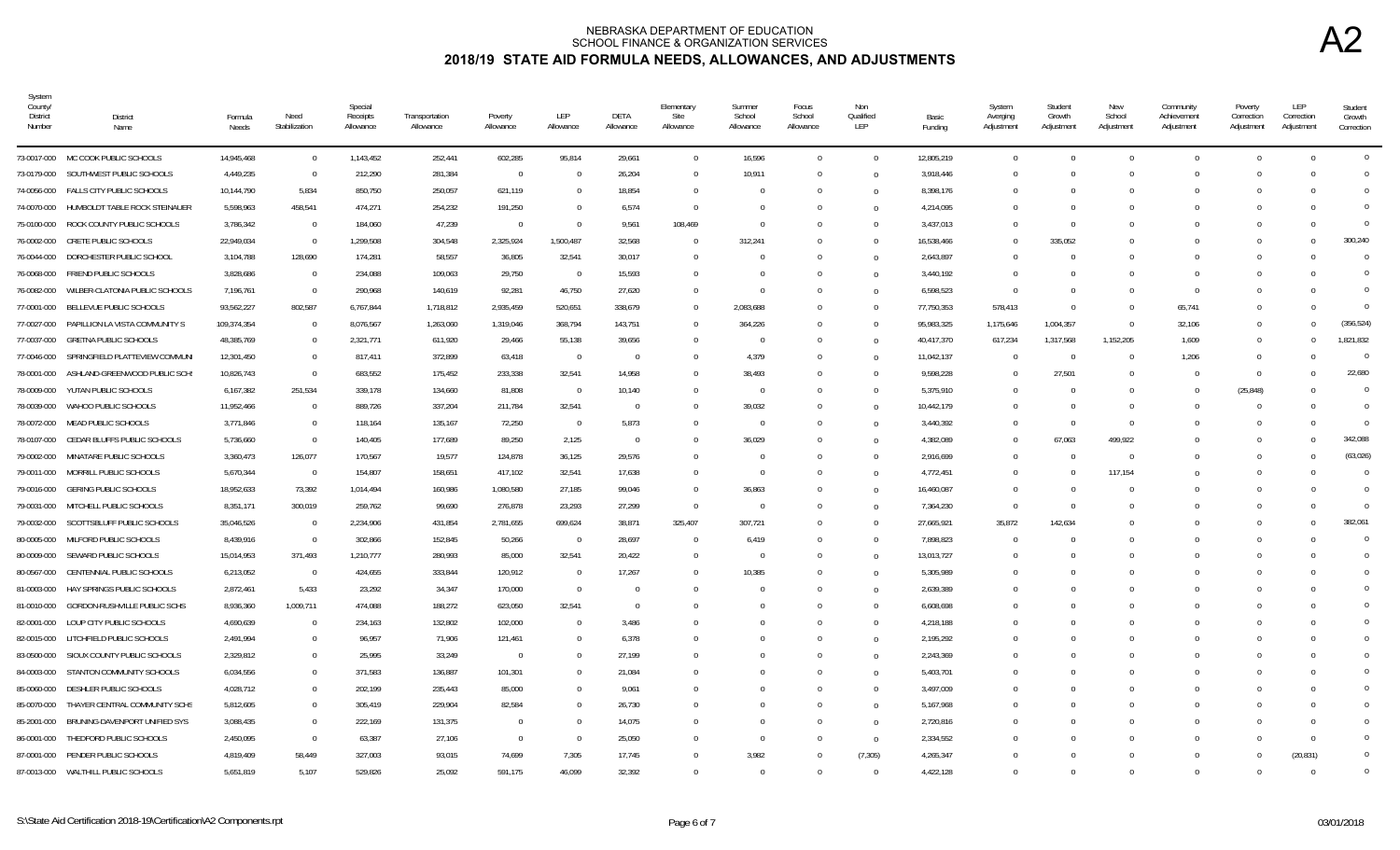# NEBRASKA DEPARTMENT OF EDUCATION
## SCHOOL FINANCE & ORGANIZATION SERVICES
## 2018/19 STATE AID FORMULA NEEDS, ALLOWANCES, AND ADJUSTMENTS

A2

| System County/ District Number | District Name | Formula Needs | Need Stabilization | Special Receipts Allowance | Transportation Allowance | Poverty Allowance | LEP Allowance | DETA Allowance | Elementary Site Allowance | Summer School Allowance | Focus School Allowance | Non Qualified LEP | Basic Funding | System Averging Adjustment | Student Growth Adjustment | New School Adjustment | Community Achievement Adjustment | Poverty Correction Adjustment | LEP Correction Adjustment | Student Growth Correction |
|---|---|---|---|---|---|---|---|---|---|---|---|---|---|---|---|---|---|---|---|---|
| 73-0017-000 | MC COOK PUBLIC SCHOOLS | 14,945,468 | 0 | 1,143,452 | 252,441 | 602,285 | 95,814 | 29,661 | 0 | 16,596 | 0 | 0 | 12,805,219 | 0 | 0 | 0 | 0 | 0 | 0 | 0 |
| 73-0179-000 | SOUTHWEST PUBLIC SCHOOLS | 4,449,235 | 0 | 212,290 | 281,384 | 0 | 0 | 26,204 | 0 | 10,911 | 0 | 0 | 3,918,446 | 0 | 0 | 0 | 0 | 0 | 0 | 0 |
| 74-0056-000 | FALLS CITY PUBLIC SCHOOLS | 10,144,790 | 5,834 | 850,750 | 250,057 | 621,119 | 0 | 18,854 | 0 | 0 | 0 | 0 | 8,398,176 | 0 | 0 | 0 | 0 | 0 | 0 | 0 |
| 74-0070-000 | HUMBOLDT TABLE ROCK STEINAUER | 5,598,963 | 458,541 | 474,271 | 254,232 | 191,250 | 0 | 6,574 | 0 | 0 | 0 | 0 | 4,214,095 | 0 | 0 | 0 | 0 | 0 | 0 | 0 |
| 75-0100-000 | ROCK COUNTY PUBLIC SCHOOLS | 3,786,342 | 0 | 184,060 | 47,239 | 0 | 0 | 9,561 | 108,469 | 0 | 0 | 0 | 3,437,013 | 0 | 0 | 0 | 0 | 0 | 0 | 0 |
| 76-0002-000 | CRETE PUBLIC SCHOOLS | 22,949,034 | 0 | 1,299,508 | 304,548 | 2,325,924 | 1,500,487 | 32,568 | 0 | 312,241 | 0 | 0 | 16,538,466 | 0 | 335,052 | 0 | 0 | 0 | 0 | 300,240 |
| 76-0044-000 | DORCHESTER PUBLIC SCHOOL | 3,104,788 | 128,690 | 174,281 | 58,557 | 36,805 | 32,541 | 30,017 | 0 | 0 | 0 | 0 | 2,643,897 | 0 | 0 | 0 | 0 | 0 | 0 | 0 |
| 76-0068-000 | FRIEND PUBLIC SCHOOLS | 3,828,686 | 0 | 234,088 | 109,063 | 29,750 | 0 | 15,593 | 0 | 0 | 0 | 0 | 3,440,192 | 0 | 0 | 0 | 0 | 0 | 0 | 0 |
| 76-0082-000 | WILBER-CLATONIA PUBLIC SCHOOLS | 7,196,761 | 0 | 290,968 | 140,619 | 92,281 | 46,750 | 27,620 | 0 | 0 | 0 | 0 | 6,598,523 | 0 | 0 | 0 | 0 | 0 | 0 | 0 |
| 77-0001-000 | BELLEVUE PUBLIC SCHOOLS | 93,562,227 | 802,587 | 6,767,844 | 1,718,812 | 2,935,459 | 520,651 | 338,679 | 0 | 2,083,688 | 0 | 0 | 77,750,353 | 578,413 | 0 | 0 | 65,741 | 0 | 0 | 0 |
| 77-0027-000 | PAPILLION LA VISTA COMMUNITY S | 109,374,354 | 0 | 8,076,567 | 1,263,060 | 1,319,046 | 368,794 | 143,751 | 0 | 364,226 | 0 | 0 | 95,983,325 | 1,175,646 | 1,004,357 | 0 | 32,106 | 0 | 0 | (356,524) |
| 77-0037-000 | GRETNA PUBLIC SCHOOLS | 48,385,769 | 0 | 2,321,771 | 611,920 | 29,466 | 55,138 | 39,656 | 0 | 0 | 0 | 0 | 40,417,370 | 617,234 | 1,317,568 | 1,152,205 | 1,609 | 0 | 0 | 1,821,832 |
| 77-0046-000 | SPRINGFIELD PLATTEVIEW COMMUNI | 12,301,450 | 0 | 817,411 | 372,899 | 63,418 | 0 | 0 | 0 | 4,379 | 0 | 0 | 11,042,137 | 0 | 0 | 0 | 1,206 | 0 | 0 | 0 |
| 78-0001-000 | ASHLAND-GREENWOOD PUBLIC SCH | 10,826,743 | 0 | 683,552 | 175,452 | 233,338 | 32,541 | 14,958 | 0 | 38,493 | 0 | 0 | 9,598,228 | 0 | 27,501 | 0 | 0 | 0 | 0 | 22,680 |
| 78-0009-000 | YUTAN PUBLIC SCHOOLS | 6,167,382 | 251,534 | 339,178 | 134,660 | 81,808 | 0 | 10,140 | 0 | 0 | 0 | 0 | 5,375,910 | 0 | 0 | 0 | 0 | (25,848) | 0 | 0 |
| 78-0039-000 | WAHOO PUBLIC SCHOOLS | 11,952,466 | 0 | 889,726 | 337,204 | 211,784 | 32,541 | 0 | 0 | 39,032 | 0 | 0 | 10,442,179 | 0 | 0 | 0 | 0 | 0 | 0 | 0 |
| 78-0072-000 | MEAD PUBLIC SCHOOLS | 3,771,846 | 0 | 118,164 | 135,167 | 72,250 | 0 | 5,873 | 0 | 0 | 0 | 0 | 3,440,392 | 0 | 0 | 0 | 0 | 0 | 0 | 0 |
| 78-0107-000 | CEDAR BLUFFS PUBLIC SCHOOLS | 5,736,660 | 0 | 140,405 | 177,689 | 89,250 | 2,125 | 0 | 0 | 36,029 | 0 | 0 | 4,382,089 | 0 | 67,063 | 499,922 | 0 | 0 | 0 | 342,088 |
| 79-0002-000 | MINATARE PUBLIC SCHOOLS | 3,360,473 | 126,077 | 170,567 | 19,577 | 124,878 | 36,125 | 29,576 | 0 | 0 | 0 | 0 | 2,916,699 | 0 | 0 | 0 | 0 | 0 | 0 | (63,026) |
| 79-0011-000 | MORRILL PUBLIC SCHOOLS | 5,670,344 | 0 | 154,807 | 158,651 | 417,102 | 32,541 | 17,638 | 0 | 0 | 0 | 0 | 4,772,451 | 0 | 0 | 117,154 | 0 | 0 | 0 | 0 |
| 79-0016-000 | GERING PUBLIC SCHOOLS | 18,952,633 | 73,392 | 1,014,494 | 160,986 | 1,080,580 | 27,185 | 99,046 | 0 | 36,863 | 0 | 0 | 16,460,087 | 0 | 0 | 0 | 0 | 0 | 0 | 0 |
| 79-0031-000 | MITCHELL PUBLIC SCHOOLS | 8,351,171 | 300,019 | 259,762 | 99,690 | 276,878 | 23,293 | 27,299 | 0 | 0 | 0 | 0 | 7,364,230 | 0 | 0 | 0 | 0 | 0 | 0 | 0 |
| 79-0032-000 | SCOTTSBLUFF PUBLIC SCHOOLS | 35,046,526 | 0 | 2,234,906 | 431,854 | 2,781,655 | 699,624 | 38,871 | 325,407 | 307,721 | 0 | 0 | 27,665,921 | 35,872 | 142,634 | 0 | 0 | 0 | 0 | 382,061 |
| 80-0005-000 | MILFORD PUBLIC SCHOOLS | 8,439,916 | 0 | 302,866 | 152,845 | 50,266 | 0 | 28,697 | 0 | 6,419 | 0 | 0 | 7,898,823 | 0 | 0 | 0 | 0 | 0 | 0 | 0 |
| 80-0009-000 | SEWARD PUBLIC SCHOOLS | 15,014,953 | 371,493 | 1,210,777 | 280,993 | 85,000 | 32,541 | 20,422 | 0 | 0 | 0 | 0 | 13,013,727 | 0 | 0 | 0 | 0 | 0 | 0 | 0 |
| 80-0567-000 | CENTENNIAL PUBLIC SCHOOLS | 6,213,052 | 0 | 424,655 | 333,844 | 120,912 | 0 | 17,267 | 0 | 10,385 | 0 | 0 | 5,305,989 | 0 | 0 | 0 | 0 | 0 | 0 | 0 |
| 81-0003-000 | HAY SPRINGS PUBLIC SCHOOLS | 2,872,461 | 5,433 | 23,292 | 34,347 | 170,000 | 0 | 0 | 0 | 0 | 0 | 0 | 2,639,389 | 0 | 0 | 0 | 0 | 0 | 0 | 0 |
| 81-0010-000 | GORDON-RUSHVILLE PUBLIC SCHS | 8,936,360 | 1,009,711 | 474,088 | 188,272 | 623,050 | 32,541 | 0 | 0 | 0 | 0 | 0 | 6,608,698 | 0 | 0 | 0 | 0 | 0 | 0 | 0 |
| 82-0001-000 | LOUP CITY PUBLIC SCHOOLS | 4,690,639 | 0 | 234,163 | 132,802 | 102,000 | 0 | 3,486 | 0 | 0 | 0 | 0 | 4,218,188 | 0 | 0 | 0 | 0 | 0 | 0 | 0 |
| 82-0015-000 | LITCHFIELD PUBLIC SCHOOLS | 2,491,994 | 0 | 96,957 | 71,906 | 121,461 | 0 | 6,378 | 0 | 0 | 0 | 0 | 2,195,292 | 0 | 0 | 0 | 0 | 0 | 0 | 0 |
| 83-0500-000 | SIOUX COUNTY PUBLIC SCHOOLS | 2,329,812 | 0 | 25,995 | 33,249 | 0 | 0 | 27,199 | 0 | 0 | 0 | 0 | 2,243,369 | 0 | 0 | 0 | 0 | 0 | 0 | 0 |
| 84-0003-000 | STANTON COMMUNITY SCHOOLS | 6,034,556 | 0 | 371,583 | 136,887 | 101,301 | 0 | 21,084 | 0 | 0 | 0 | 0 | 5,403,701 | 0 | 0 | 0 | 0 | 0 | 0 | 0 |
| 85-0060-000 | DESHLER PUBLIC SCHOOLS | 4,028,712 | 0 | 202,199 | 235,443 | 85,000 | 0 | 9,061 | 0 | 0 | 0 | 0 | 3,497,009 | 0 | 0 | 0 | 0 | 0 | 0 | 0 |
| 85-0070-000 | THAYER CENTRAL COMMUNITY SCHS | 5,812,605 | 0 | 305,419 | 229,904 | 82,584 | 0 | 26,730 | 0 | 0 | 0 | 0 | 5,167,968 | 0 | 0 | 0 | 0 | 0 | 0 | 0 |
| 85-2001-000 | BRUNING-DAVENPORT UNIFIED SYS | 3,088,435 | 0 | 222,169 | 131,375 | 0 | 0 | 14,075 | 0 | 0 | 0 | 0 | 2,720,816 | 0 | 0 | 0 | 0 | 0 | 0 | 0 |
| 86-0001-000 | THEDFORD PUBLIC SCHOOLS | 2,450,095 | 0 | 63,387 | 27,106 | 0 | 0 | 25,050 | 0 | 0 | 0 | 0 | 2,334,552 | 0 | 0 | 0 | 0 | 0 | 0 | 0 |
| 87-0001-000 | PENDER PUBLIC SCHOOLS | 4,819,409 | 58,449 | 327,003 | 93,015 | 74,699 | 7,305 | 17,745 | 0 | 3,982 | 0 | (7,305) | 4,265,347 | 0 | 0 | 0 | 0 | 0 | (20,831) | 0 |
| 87-0013-000 | WALTHILL PUBLIC SCHOOLS | 5,651,819 | 5,107 | 529,826 | 25,092 | 591,175 | 46,099 | 32,392 | 0 | 0 | 0 | 0 | 4,422,128 | 0 | 0 | 0 | 0 | 0 | 0 | 0 |

S:\State Aid Certification 2018-19\Certification\A2 Components.rpt 03/01/2018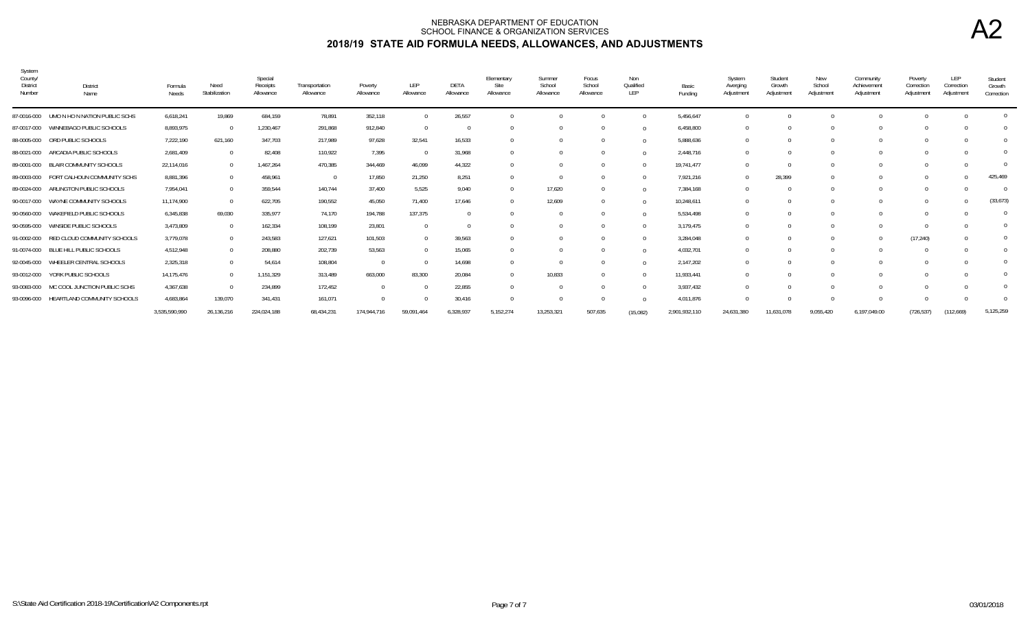# NEBRASKA DEPARTMENT OF EDUCATION
## SCHOOL FINANCE & ORGANIZATION SERVICES
## 2018/19 STATE AID FORMULA NEEDS, ALLOWANCES, AND ADJUSTMENTS

A2

| System County/ District Number | District Name | Formula Needs | Need Stabilization | Special Receipts Allowance | Transportation Allowance | Poverty Allowance | LEP Allowance | DETA Allowance | Elementary Site Allowance | Summer School Allowance | Focus School Allowance | Non Qualified LEP | Basic Funding | System Averging Adjustment | Student Growth Adjustment | New School Adjustment | Community Achievement Adjustment | Poverty Correction Adjustment | LEP Correction Adjustment | Student Growth Correction |
|---|---|---|---|---|---|---|---|---|---|---|---|---|---|---|---|---|---|---|---|---|
| 87-0016-000 | UMO N HO N NATION PUBLIC SCHS | 6,618,241 | 19,869 | 684,159 | 78,891 | 352,118 | 0 | 26,557 | 0 | 0 | 0 | 0 | 5,456,647 | 0 | 0 | 0 | 0 | 0 | 0 | 0 |
| 87-0017-000 | WINNEBAGO PUBLIC SCHOOLS | 8,893,975 | 0 | 1,230,467 | 291,868 | 912,840 | 0 | 0 | 0 | 0 | 0 | 0 | 6,458,800 | 0 | 0 | 0 | 0 | 0 | 0 | 0 |
| 88-0005-000 | ORD PUBLIC SCHOOLS | 7,222,190 | 621,160 | 347,703 | 217,989 | 97,628 | 32,541 | 16,533 | 0 | 0 | 0 | 0 | 5,888,636 | 0 | 0 | 0 | 0 | 0 | 0 | 0 |
| 88-0021-000 | ARCADIA PUBLIC SCHOOLS | 2,681,409 | 0 | 82,408 | 110,922 | 7,395 | 0 | 31,968 | 0 | 0 | 0 | 0 | 2,448,716 | 0 | 0 | 0 | 0 | 0 | 0 | 0 |
| 89-0001-000 | BLAIR COMMUNITY SCHOOLS | 22,114,016 | 0 | 1,467,264 | 470,385 | 344,469 | 46,099 | 44,322 | 0 | 0 | 0 | 0 | 19,741,477 | 0 | 0 | 0 | 0 | 0 | 0 | 0 |
| 89-0003-000 | FORT CALHOUN COMMUNITY SCHS | 8,881,396 | 0 | 458,961 | 0 | 17,850 | 21,250 | 8,251 | 0 | 0 | 0 | 0 | 7,921,216 | 0 | 28,399 | 0 | 0 | 0 | 0 | 425,469 |
| 89-0024-000 | ARLINGTON PUBLIC SCHOOLS | 7,954,041 | 0 | 359,544 | 140,744 | 37,400 | 5,525 | 9,040 | 0 | 17,620 | 0 | 0 | 7,384,168 | 0 | 0 | 0 | 0 | 0 | 0 | 0 |
| 90-0017-000 | WAYNE COMMUNITY SCHOOLS | 11,174,900 | 0 | 622,705 | 190,552 | 45,050 | 71,400 | 17,646 | 0 | 12,609 | 0 | 0 | 10,248,611 | 0 | 0 | 0 | 0 | 0 | 0 | (33,673) |
| 90-0560-000 | WAKEFIELD PUBLIC SCHOOLS | 6,345,838 | 69,030 | 335,977 | 74,170 | 194,788 | 137,375 | 0 | 0 | 0 | 0 | 0 | 5,534,498 | 0 | 0 | 0 | 0 | 0 | 0 | 0 |
| 90-0595-000 | WINSIDE PUBLIC SCHOOLS | 3,473,809 | 0 | 162,334 | 108,199 | 23,801 | 0 | 0 | 0 | 0 | 0 | 0 | 3,179,475 | 0 | 0 | 0 | 0 | 0 | 0 | 0 |
| 91-0002-000 | RED CLOUD COMMUNITY SCHOOLS | 3,779,078 | 0 | 243,583 | 127,621 | 101,503 | 0 | 39,563 | 0 | 0 | 0 | 0 | 3,284,048 | 0 | 0 | 0 | 0 | (17,240) | 0 | 0 |
| 91-0074-000 | BLUE HILL PUBLIC SCHOOLS | 4,512,948 | 0 | 208,880 | 202,739 | 53,563 | 0 | 15,065 | 0 | 0 | 0 | 0 | 4,032,701 | 0 | 0 | 0 | 0 | 0 | 0 | 0 |
| 92-0045-000 | WHEELER CENTRAL SCHOOLS | 2,325,318 | 0 | 54,614 | 108,804 | 0 | 0 | 14,698 | 0 | 0 | 0 | 0 | 2,147,202 | 0 | 0 | 0 | 0 | 0 | 0 | 0 |
| 93-0012-000 | YORK PUBLIC SCHOOLS | 14,175,476 | 0 | 1,151,329 | 313,489 | 663,000 | 83,300 | 20,084 | 0 | 10,833 | 0 | 0 | 11,933,441 | 0 | 0 | 0 | 0 | 0 | 0 | 0 |
| 93-0083-000 | MC COOL JUNCTION PUBLIC SCHS | 4,367,638 | 0 | 234,899 | 172,452 | 0 | 0 | 22,855 | 0 | 0 | 0 | 0 | 3,937,432 | 0 | 0 | 0 | 0 | 0 | 0 | 0 |
| 93-0096-000 | HEARTLAND COMMUNITY SCHOOLS | 4,683,864 | 139,070 | 341,431 | 161,071 | 0 | 0 | 30,416 | 0 | 0 | 0 | 0 | 4,011,876 | 0 | 0 | 0 | 0 | 0 | 0 | 0 |
| | | 3,535,590,990 | 26,136,216 | 224,024,188 | 68,434,231 | 174,944,716 | 59,091,464 | 6,328,937 | 5,152,274 | 13,253,321 | 507,635 | (15,082) | 2,901,932,110 | 24,631,380 | 11,631,078 | 9,055,420 | 6,197,049.00 | (726,537) | (112,669) | 5,125,259 |

S:\State Aid Certification 2018-19\Certification\A2 Components.rpt

03/01/2018